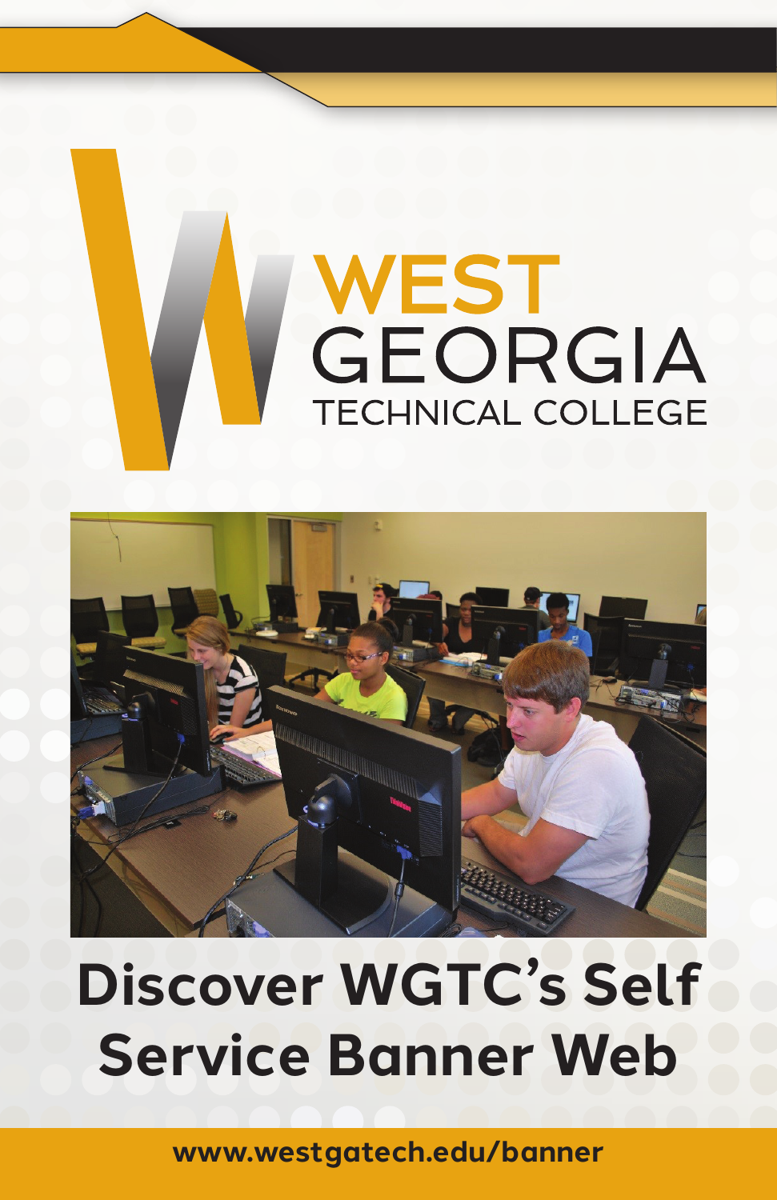WEST GEORGIA TECHNICAL COLLEGE

# Discover WGTC's Self Service Banner Web

www.westgatech.edu/banner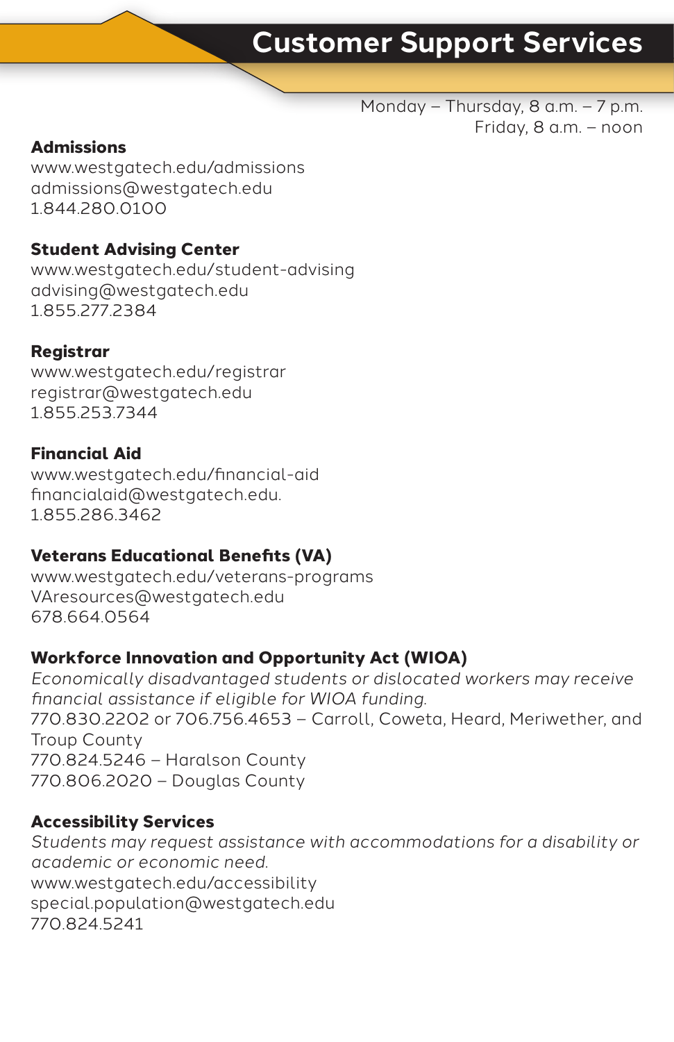# Customer Support Services

Monday – Thursday, 8 a.m. – 7 p.m.
Friday, 8 a.m. – noon

**Admissions**
www.westgatech.edu/admissions
admissions@westgatech.edu
1.844.280.0100

**Student Advising Center**
www.westgatech.edu/student-advising
advising@westgatech.edu
1.855.277.2384

**Registrar**
www.westgatech.edu/registrar
registrar@westgatech.edu
1.855.253.7344

**Financial Aid**
www.westgatech.edu/financial-aid
financialaid@westgatech.edu.
1.855.286.3462

**Veterans Educational Benefits (VA)**
www.westgatech.edu/veterans-programs
VAresources@westgatech.edu
678.664.0564

**Workforce Innovation and Opportunity Act (WIOA)**
*Economically disadvantaged students or dislocated workers may receive financial assistance if eligible for WIOA funding.*
770.830.2202 or 706.756.4653 – Carroll, Coweta, Heard, Meriwether, and Troup County
770.824.5246 – Haralson County
770.806.2020 – Douglas County

**Accessibility Services**
*Students may request assistance with accommodations for a disability or academic or economic need.*
www.westgatech.edu/accessibility
special.population@westgatech.edu
770.824.5241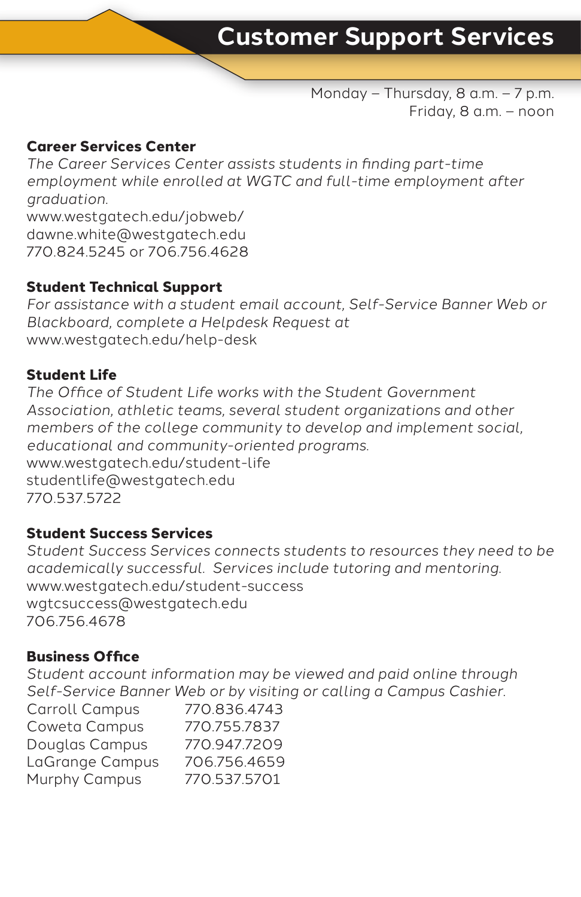# Customer Support Services

Monday – Thursday, 8 a.m. – 7 p.m.
Friday, 8 a.m. – noon

## Career Services Center

*The Career Services Center assists students in finding part-time employment while enrolled at WGTC and full-time employment after graduation.*

www.westgatech.edu/jobweb/
dawne.white@westgatech.edu
770.824.5245 or 706.756.4628

## Student Technical Support

*For assistance with a student email account, Self-Service Banner Web or Blackboard, complete a Helpdesk Request at*
www.westgatech.edu/help-desk

## Student Life

*The Office of Student Life works with the Student Government Association, athletic teams, several student organizations and other members of the college community to develop and implement social, educational and community-oriented programs.*

www.westgatech.edu/student-life
studentlife@westgatech.edu
770.537.5722

## Student Success Services

*Student Success Services connects students to resources they need to be academically successful. Services include tutoring and mentoring.*

www.westgatech.edu/student-success
wgtcsuccess@westgatech.edu
706.756.4678

## Business Office

*Student account information may be viewed and paid online through Self-Service Banner Web or by visiting or calling a Campus Cashier.*

| Campus | Phone |
|---|---|
| Carroll Campus | 770.836.4743 |
| Coweta Campus | 770.755.7837 |
| Douglas Campus | 770.947.7209 |
| LaGrange Campus | 706.756.4659 |
| Murphy Campus | 770.537.5701 |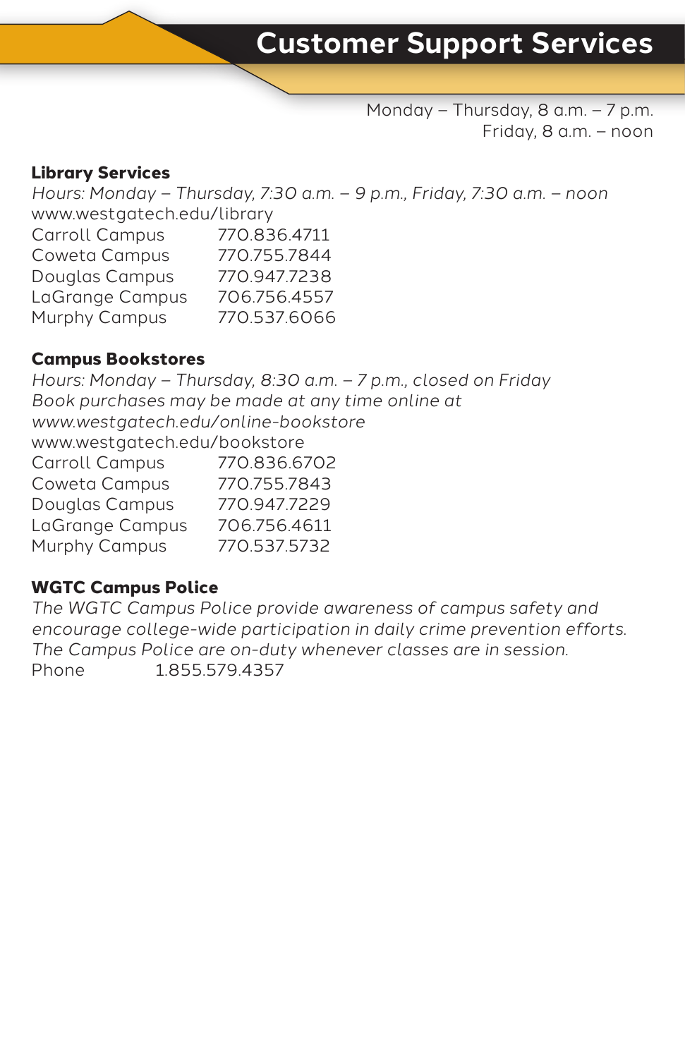# Customer Support Services

Monday – Thursday, 8 a.m. – 7 p.m.
Friday, 8 a.m. – noon

## Library Services

*Hours: Monday – Thursday, 7:30 a.m. – 9 p.m., Friday, 7:30 a.m. – noon*
www.westgatech.edu/library

| | |
|---|---|
| Carroll Campus | 770.836.4711 |
| Coweta Campus | 770.755.7844 |
| Douglas Campus | 770.947.7238 |
| LaGrange Campus | 706.756.4557 |
| Murphy Campus | 770.537.6066 |

## Campus Bookstores

*Hours: Monday – Thursday, 8:30 a.m. – 7 p.m., closed on Friday*
*Book purchases may be made at any time online at*
*www.westgatech.edu/online-bookstore*
www.westgatech.edu/bookstore

| | |
|---|---|
| Carroll Campus | 770.836.6702 |
| Coweta Campus | 770.755.7843 |
| Douglas Campus | 770.947.7229 |
| LaGrange Campus | 706.756.4611 |
| Murphy Campus | 770.537.5732 |

## WGTC Campus Police

*The WGTC Campus Police provide awareness of campus safety and encourage college-wide participation in daily crime prevention efforts. The Campus Police are on-duty whenever classes are in session.*

Phone 1.855.579.4357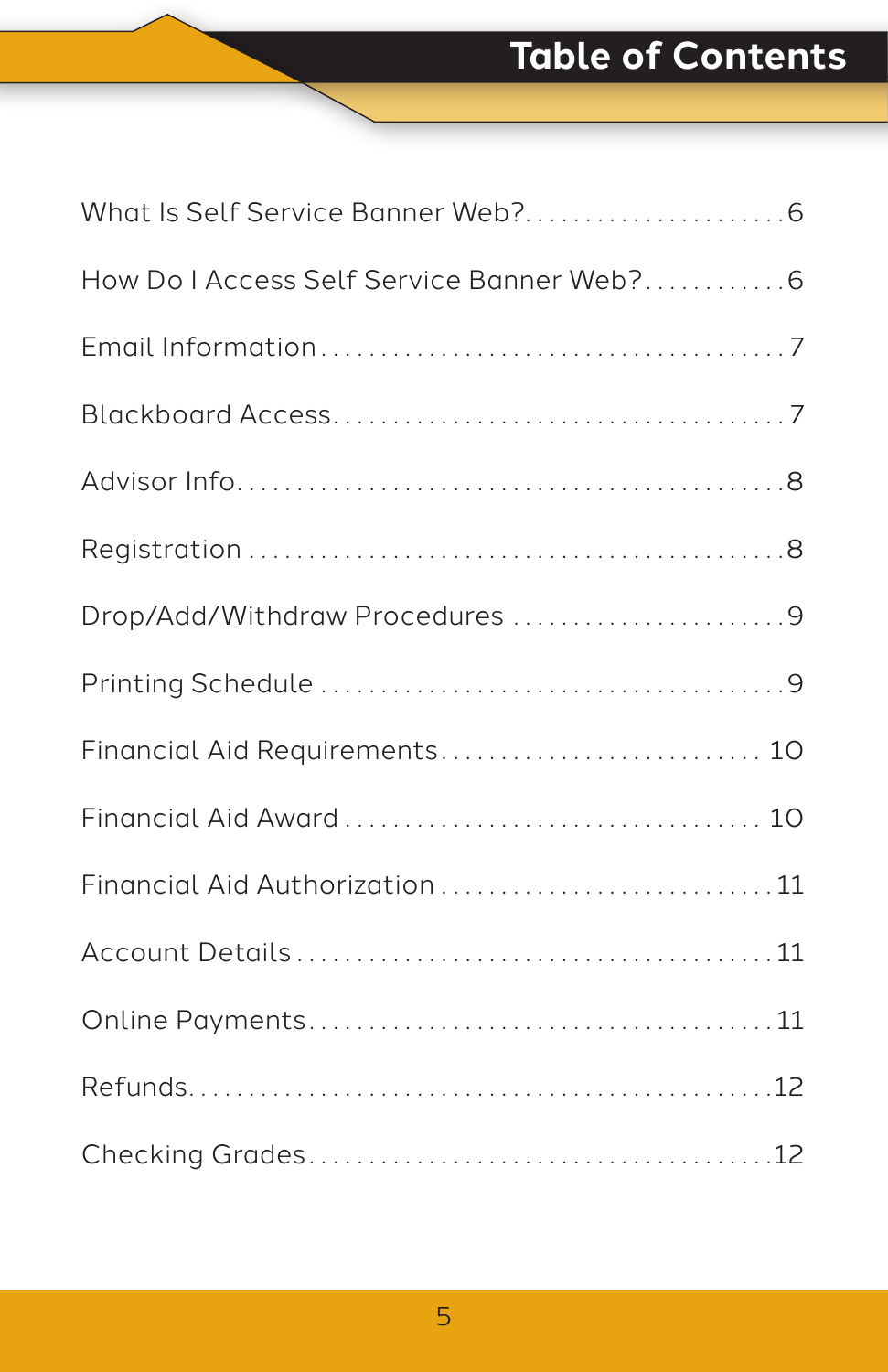# Table of Contents

What Is Self Service Banner Web? . . . . . . . . . . . . . . . . . . . . . . 6

How Do I Access Self Service Banner Web? . . . . . . . . . . . . 6

Email Information . . . . . . . . . . . . . . . . . . . . . . . . . . . . . . . . . . . . 7

Blackboard Access . . . . . . . . . . . . . . . . . . . . . . . . . . . . . . . . . . . 7

Advisor Info . . . . . . . . . . . . . . . . . . . . . . . . . . . . . . . . . . . . . . . . . 8

Registration . . . . . . . . . . . . . . . . . . . . . . . . . . . . . . . . . . . . . . . . 8

Drop/Add/Withdraw Procedures . . . . . . . . . . . . . . . . . . . . . . . 9

Printing Schedule . . . . . . . . . . . . . . . . . . . . . . . . . . . . . . . . . . . . 9

Financial Aid Requirements . . . . . . . . . . . . . . . . . . . . . . . . . . 10

Financial Aid Award . . . . . . . . . . . . . . . . . . . . . . . . . . . . . . . . . 10

Financial Aid Authorization . . . . . . . . . . . . . . . . . . . . . . . . . . . 11

Account Details . . . . . . . . . . . . . . . . . . . . . . . . . . . . . . . . . . . . . 11

Online Payments . . . . . . . . . . . . . . . . . . . . . . . . . . . . . . . . . . . . 11

Refunds . . . . . . . . . . . . . . . . . . . . . . . . . . . . . . . . . . . . . . . . . . . . 12

Checking Grades . . . . . . . . . . . . . . . . . . . . . . . . . . . . . . . . . . . . 12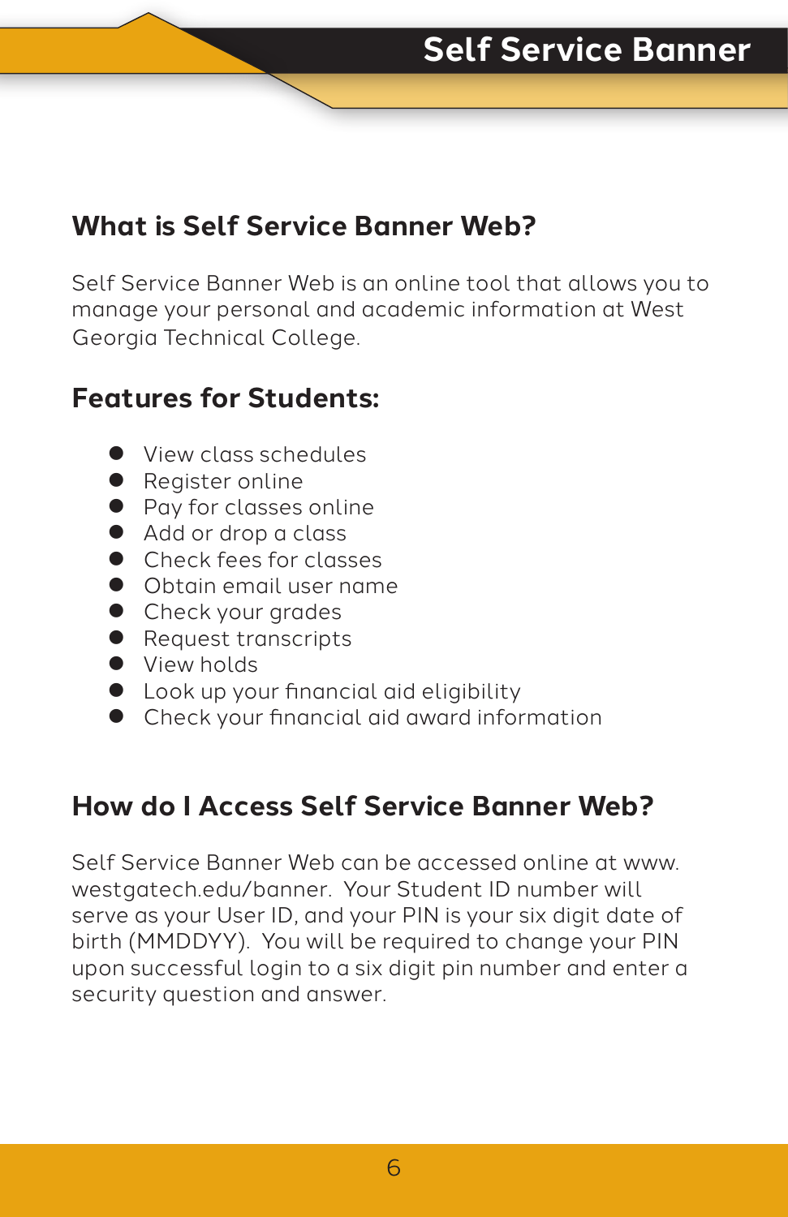# Self Service Banner

## What is Self Service Banner Web?

Self Service Banner Web is an online tool that allows you to manage your personal and academic information at West Georgia Technical College.

## Features for Students:

- View class schedules
- Register online
- Pay for classes online
- Add or drop a class
- Check fees for classes
- Obtain email user name
- Check your grades
- Request transcripts
- View holds
- Look up your financial aid eligibility
- Check your financial aid award information

## How do I Access Self Service Banner Web?

Self Service Banner Web can be accessed online at www.westgatech.edu/banner. Your Student ID number will serve as your User ID, and your PIN is your six digit date of birth (MMDDYY). You will be required to change your PIN upon successful login to a six digit pin number and enter a security question and answer.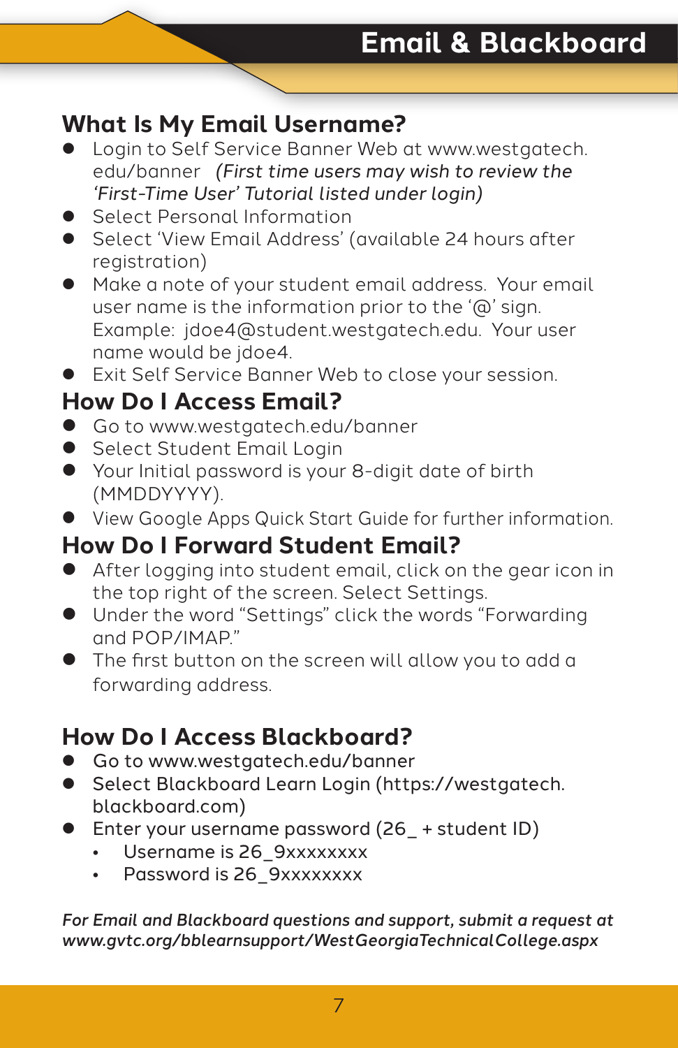# Email & Blackboard

## What Is My Email Username?

- Login to Self Service Banner Web at www.westgatech.edu/banner *(First time users may wish to review the 'First-Time User' Tutorial listed under login)*
- Select Personal Information
- Select 'View Email Address' (available 24 hours after registration)
- Make a note of your student email address. Your email user name is the information prior to the '@' sign. Example: jdoe4@student.westgatech.edu. Your user name would be jdoe4.
- Exit Self Service Banner Web to close your session.

## How Do I Access Email?

- Go to www.westgatech.edu/banner
- Select Student Email Login
- Your Initial password is your 8-digit date of birth (MMDDYYYY).
- View Google Apps Quick Start Guide for further information.

## How Do I Forward Student Email?

- After logging into student email, click on the gear icon in the top right of the screen. Select Settings.
- Under the word "Settings" click the words "Forwarding and POP/IMAP."
- The first button on the screen will allow you to add a forwarding address.

## How Do I Access Blackboard?

- Go to www.westgatech.edu/banner
- Select Blackboard Learn Login (https://westgatech.blackboard.com)
- Enter your username password (26_ + student ID)
  - Username is 26_9xxxxxxxx
  - Password is 26_9xxxxxxxx

***For Email and Blackboard questions and support, submit a request at www.gvtc.org/bblearnsupport/WestGeorgiaTechnicalCollege.aspx***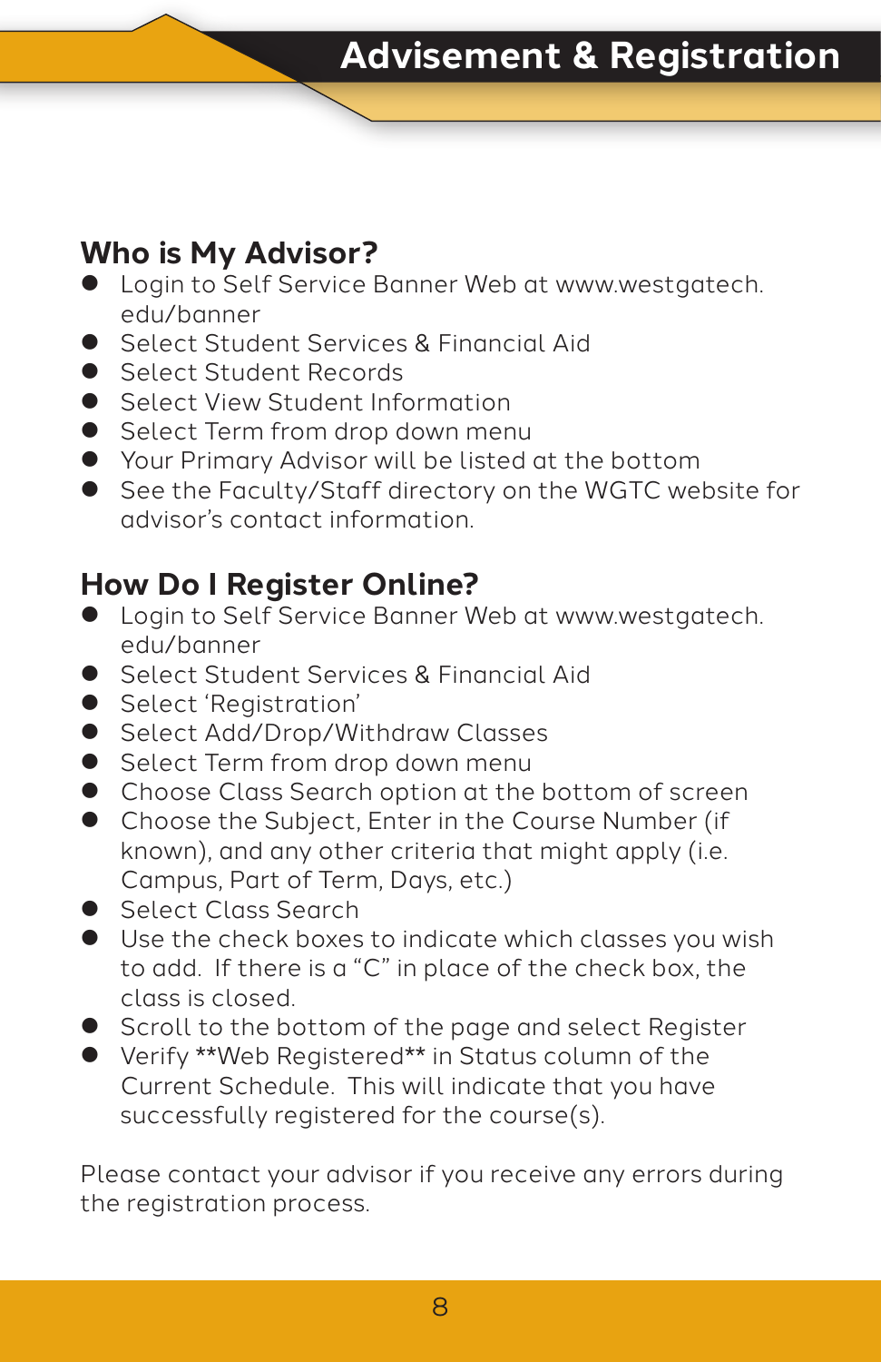# Advisement & Registration

## Who is My Advisor?

- Login to Self Service Banner Web at www.westgatech.edu/banner
- Select Student Services & Financial Aid
- Select Student Records
- Select View Student Information
- Select Term from drop down menu
- Your Primary Advisor will be listed at the bottom
- See the Faculty/Staff directory on the WGTC website for advisor's contact information.

## How Do I Register Online?

- Login to Self Service Banner Web at www.westgatech.edu/banner
- Select Student Services & Financial Aid
- Select 'Registration'
- Select Add/Drop/Withdraw Classes
- Select Term from drop down menu
- Choose Class Search option at the bottom of screen
- Choose the Subject, Enter in the Course Number (if known), and any other criteria that might apply (i.e. Campus, Part of Term, Days, etc.)
- Select Class Search
- Use the check boxes to indicate which classes you wish to add. If there is a "C" in place of the check box, the class is closed.
- Scroll to the bottom of the page and select Register
- Verify **Web Registered** in Status column of the Current Schedule. This will indicate that you have successfully registered for the course(s).

Please contact your advisor if you receive any errors during the registration process.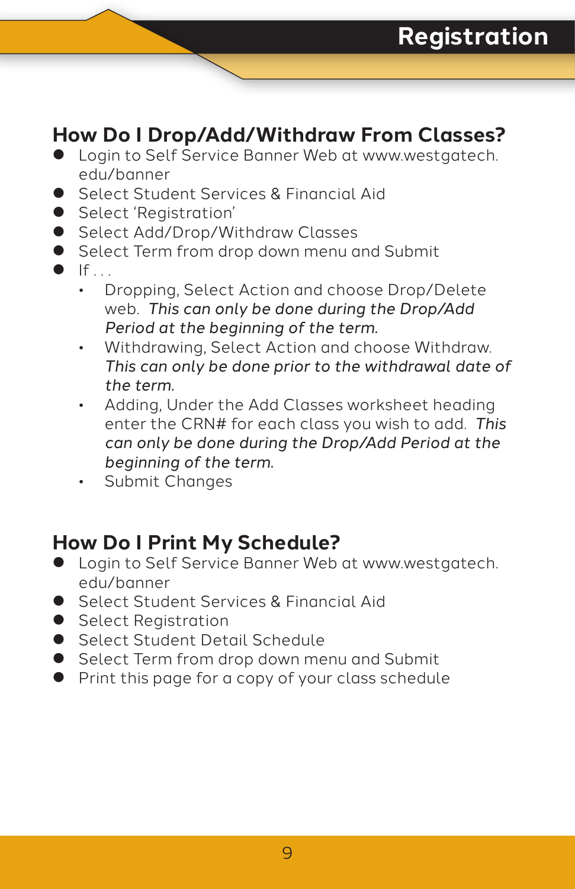# Registration

## How Do I Drop/Add/Withdraw From Classes?

- Login to Self Service Banner Web at www.westgatech.edu/banner
- Select Student Services & Financial Aid
- Select 'Registration'
- Select Add/Drop/Withdraw Classes
- Select Term from drop down menu and Submit
- If . . .
  - Dropping, Select Action and choose Drop/Delete web. *This can only be done during the Drop/Add Period at the beginning of the term.*
  - Withdrawing, Select Action and choose Withdraw. *This can only be done prior to the withdrawal date of the term.*
  - Adding, Under the Add Classes worksheet heading enter the CRN# for each class you wish to add. *This can only be done during the Drop/Add Period at the beginning of the term.*
  - Submit Changes

## How Do I Print My Schedule?

- Login to Self Service Banner Web at www.westgatech.edu/banner
- Select Student Services & Financial Aid
- Select Registration
- Select Student Detail Schedule
- Select Term from drop down menu and Submit
- Print this page for a copy of your class schedule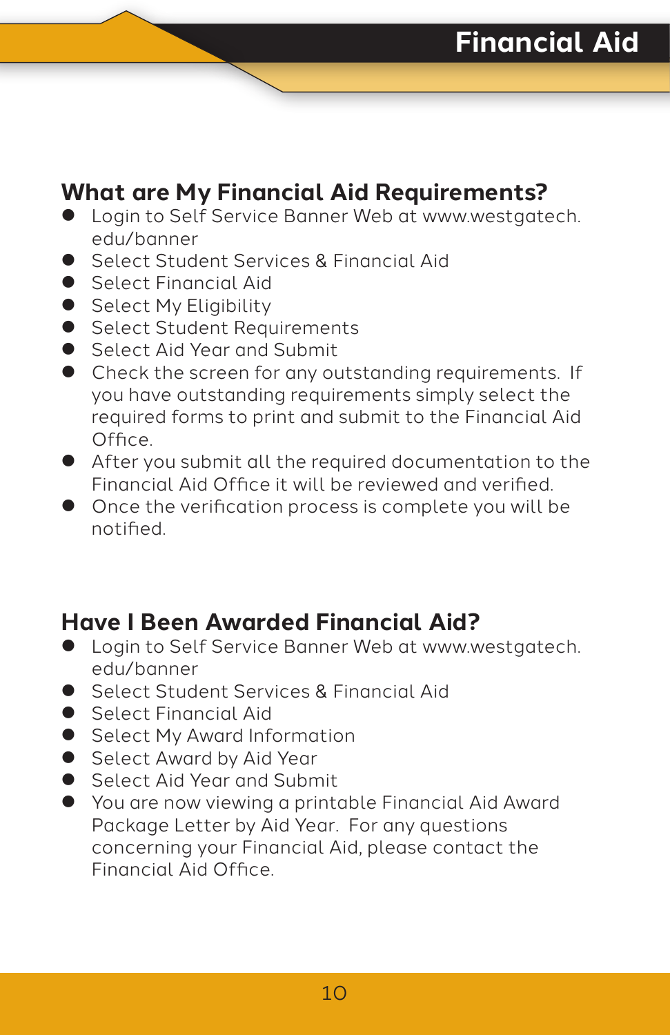# Financial Aid

## What are My Financial Aid Requirements?

- Login to Self Service Banner Web at www.westgatech.edu/banner
- Select Student Services & Financial Aid
- Select Financial Aid
- Select My Eligibility
- Select Student Requirements
- Select Aid Year and Submit
- Check the screen for any outstanding requirements. If you have outstanding requirements simply select the required forms to print and submit to the Financial Aid Office.
- After you submit all the required documentation to the Financial Aid Office it will be reviewed and verified.
- Once the verification process is complete you will be notified.

## Have I Been Awarded Financial Aid?

- Login to Self Service Banner Web at www.westgatech.edu/banner
- Select Student Services & Financial Aid
- Select Financial Aid
- Select My Award Information
- Select Award by Aid Year
- Select Aid Year and Submit
- You are now viewing a printable Financial Aid Award Package Letter by Aid Year. For any questions concerning your Financial Aid, please contact the Financial Aid Office.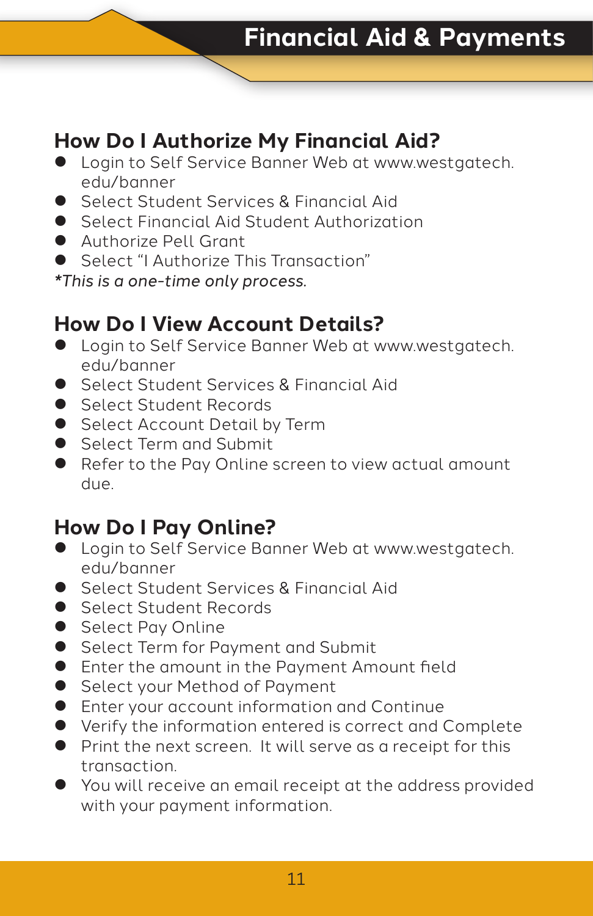# Financial Aid & Payments

## How Do I Authorize My Financial Aid?

- Login to Self Service Banner Web at www.westgatech.edu/banner
- Select Student Services & Financial Aid
- Select Financial Aid Student Authorization
- Authorize Pell Grant
- Select "I Authorize This Transaction"

*\*This is a one-time only process.*

## How Do I View Account Details?

- Login to Self Service Banner Web at www.westgatech.edu/banner
- Select Student Services & Financial Aid
- Select Student Records
- Select Account Detail by Term
- Select Term and Submit
- Refer to the Pay Online screen to view actual amount due.

## How Do I Pay Online?

- Login to Self Service Banner Web at www.westgatech.edu/banner
- Select Student Services & Financial Aid
- Select Student Records
- Select Pay Online
- Select Term for Payment and Submit
- Enter the amount in the Payment Amount field
- Select your Method of Payment
- Enter your account information and Continue
- Verify the information entered is correct and Complete
- Print the next screen. It will serve as a receipt for this transaction.
- You will receive an email receipt at the address provided with your payment information.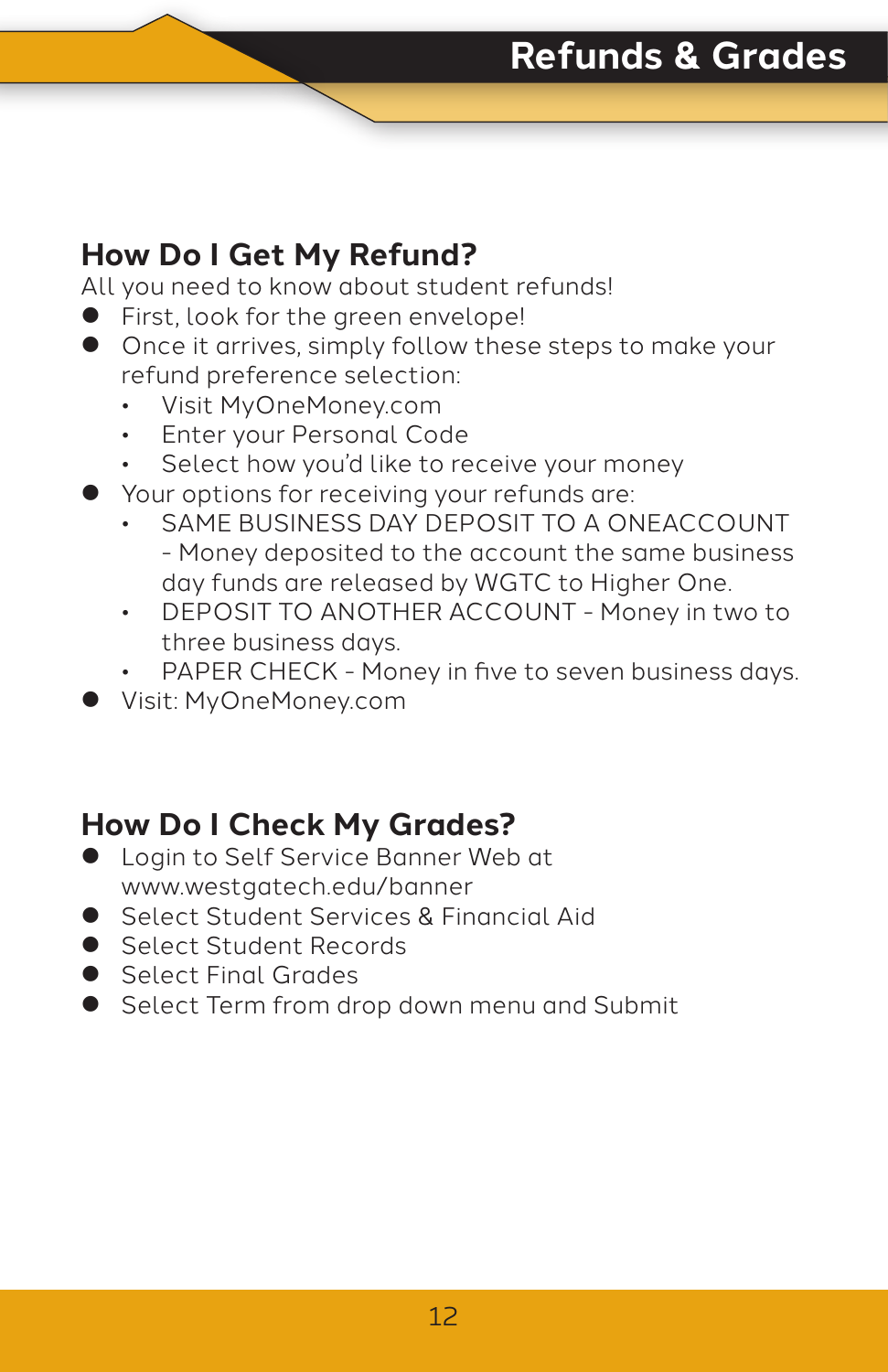# Refunds & Grades

## How Do I Get My Refund?

All you need to know about student refunds!

- First, look for the green envelope!
- Once it arrives, simply follow these steps to make your refund preference selection:
  - Visit MyOneMoney.com
  - Enter your Personal Code
  - Select how you'd like to receive your money
- Your options for receiving your refunds are:
  - SAME BUSINESS DAY DEPOSIT TO A ONEACCOUNT - Money deposited to the account the same business day funds are released by WGTC to Higher One.
  - DEPOSIT TO ANOTHER ACCOUNT - Money in two to three business days.
  - PAPER CHECK - Money in five to seven business days.
- Visit: MyOneMoney.com

## How Do I Check My Grades?

- Login to Self Service Banner Web at www.westgatech.edu/banner
- Select Student Services & Financial Aid
- Select Student Records
- Select Final Grades
- Select Term from drop down menu and Submit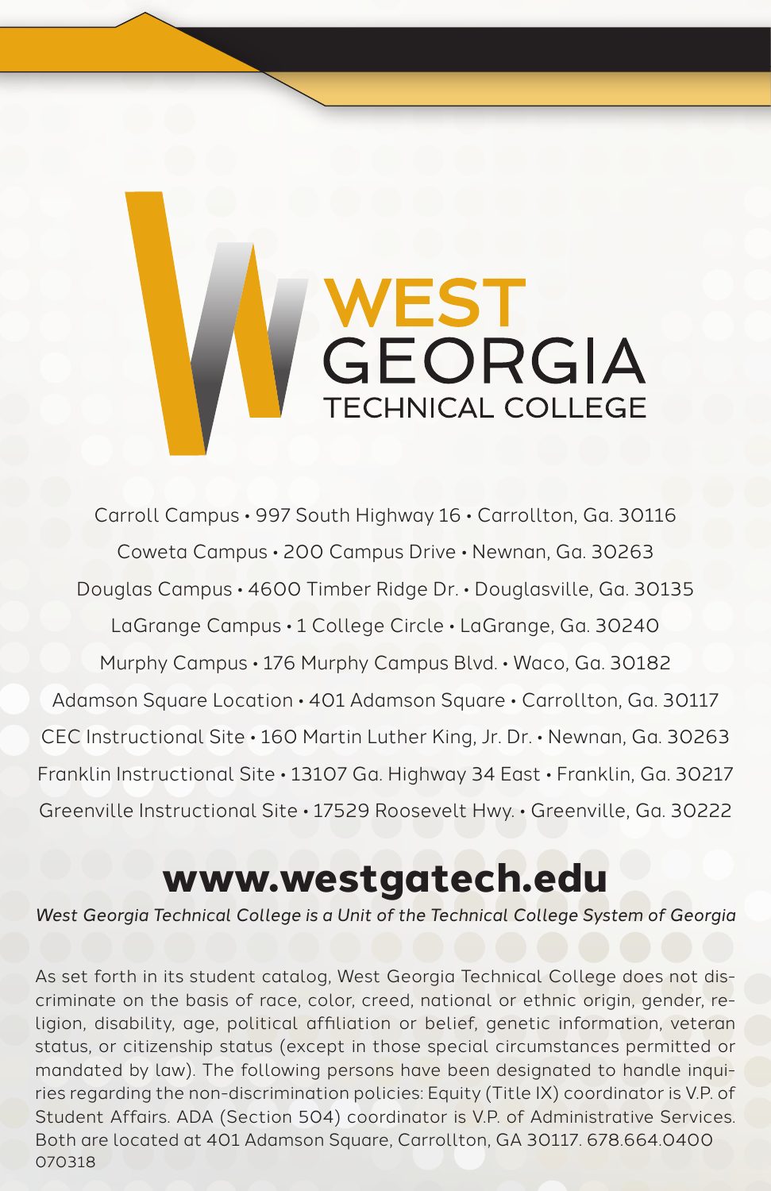# WEST GEORGIA
## TECHNICAL COLLEGE

Carroll Campus • 997 South Highway 16 • Carrollton, Ga. 30116

Coweta Campus • 200 Campus Drive • Newnan, Ga. 30263

Douglas Campus • 4600 Timber Ridge Dr. • Douglasville, Ga. 30135

LaGrange Campus • 1 College Circle • LaGrange, Ga. 30240

Murphy Campus • 176 Murphy Campus Blvd. • Waco, Ga. 30182

Adamson Square Location • 401 Adamson Square • Carrollton, Ga. 30117

CEC Instructional Site • 160 Martin Luther King, Jr. Dr. • Newnan, Ga. 30263

Franklin Instructional Site • 13107 Ga. Highway 34 East • Franklin, Ga. 30217

Greenville Instructional Site • 17529 Roosevelt Hwy. • Greenville, Ga. 30222

## www.westgatech.edu

*West Georgia Technical College is a Unit of the Technical College System of Georgia*

As set forth in its student catalog, West Georgia Technical College does not discriminate on the basis of race, color, creed, national or ethnic origin, gender, religion, disability, age, political affiliation or belief, genetic information, veteran status, or citizenship status (except in those special circumstances permitted or mandated by law). The following persons have been designated to handle inquiries regarding the non-discrimination policies: Equity (Title IX) coordinator is V.P. of Student Affairs. ADA (Section 504) coordinator is V.P. of Administrative Services. Both are located at 401 Adamson Square, Carrollton, GA 30117. 678.664.0400

070318